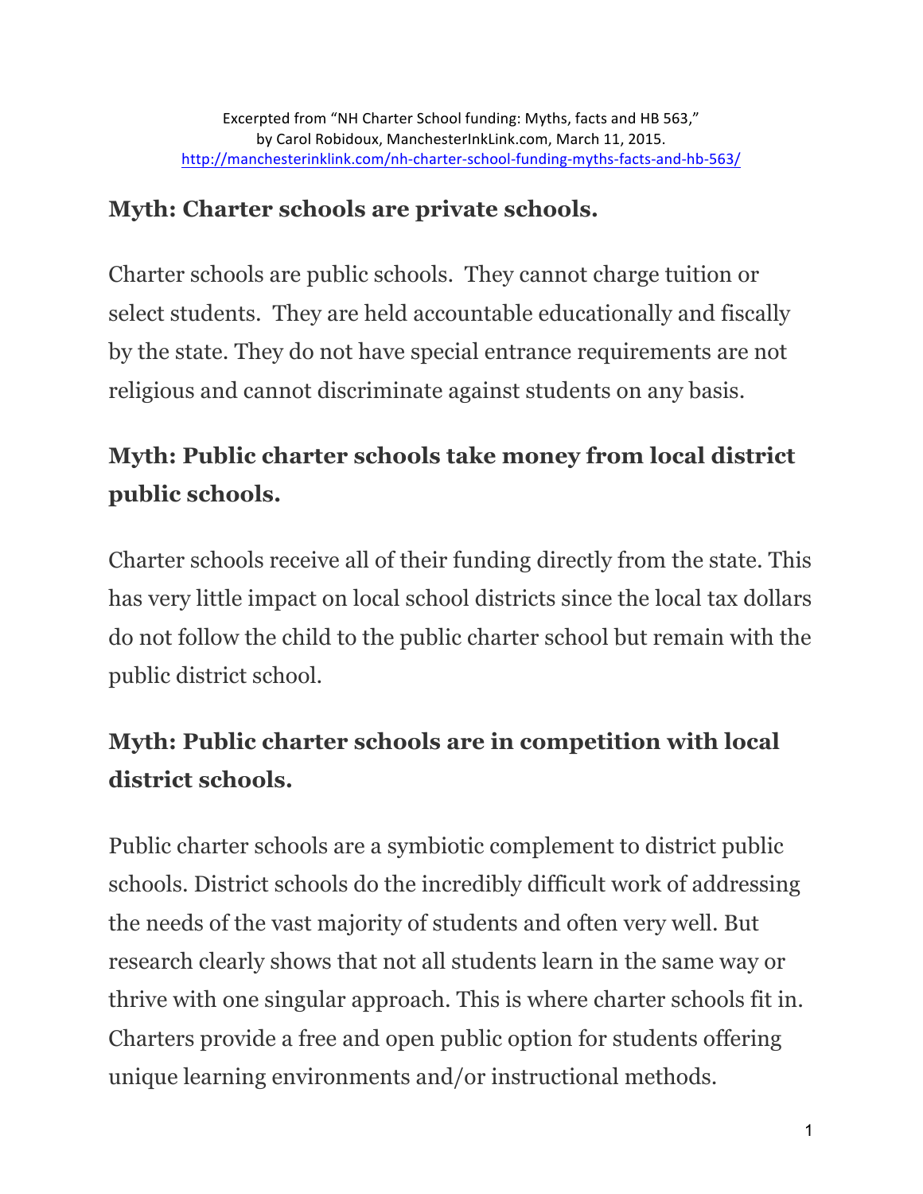Excerpted from "NH Charter School funding: Myths, facts and HB 563," by Carol Robidoux, ManchesterInkLink.com, March 11, 2015. http://manchesterinklink.com/nh-charter-school-funding-myths-facts-and-hb-563/

### Myth: Charter schools are private schools.

Charter schools are public schools. They cannot charge tuition or select students. They are held accountable educationally and fiscally by the state. They do not have special entrance requirements are not religious and cannot discriminate against students on any basis.

### Myth: Public charter schools take money from local district public schools.

Charter schools receive all of their funding directly from the state. This has very little impact on local school districts since the local tax dollars do not follow the child to the public charter school but remain with the public district school.

### Myth: Public charter schools are in competition with local district schools.

Public charter schools are a symbiotic complement to district public schools. District schools do the incredibly difficult work of addressing the needs of the vast majority of students and often very well. But research clearly shows that not all students learn in the same way or thrive with one singular approach. This is where charter schools fit in. Charters provide a free and open public option for students offering unique learning environments and/or instructional methods.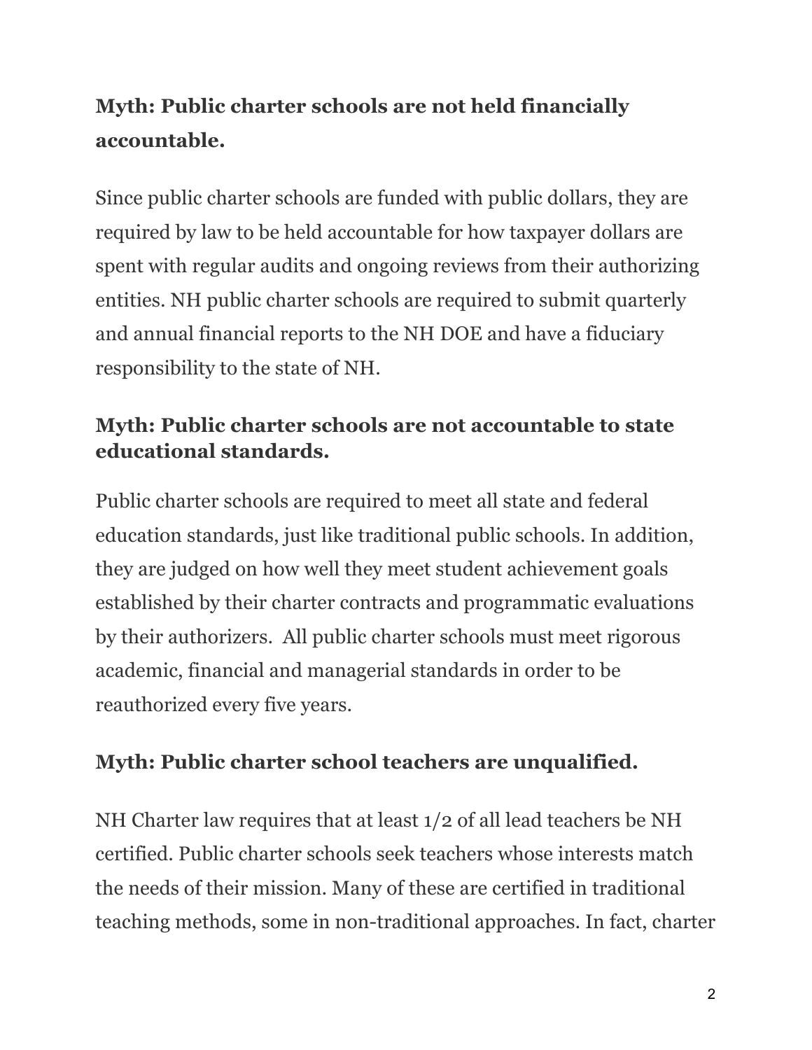**Myth: Public charter schools are not held financially accountable.**

Since public charter schools are funded with public dollars, they are required by law to be held accountable for how taxpayer dollars are spent with regular audits and ongoing reviews from their authorizing entities. NH public charter schools are required to submit quarterly and annual financial reports to the NH DOE and have a fiduciary responsibility to the state of NH.

**Myth: Public charter schools are not accountable to state educational standards.**

Public charter schools are required to meet all state and federal education standards, just like traditional public schools. In addition, they are judged on how well they meet student achievement goals established by their charter contracts and programmatic evaluations by their authorizers. All public charter schools must meet rigorous academic, financial and managerial standards in order to be reauthorized every five years.

**Myth: Public charter school teachers are unqualified.**

NH Charter law requires that at least 1/2 of all lead teachers be NH certified. Public charter schools seek teachers whose interests match the needs of their mission. Many of these are certified in traditional teaching methods, some in non-traditional approaches. In fact, charter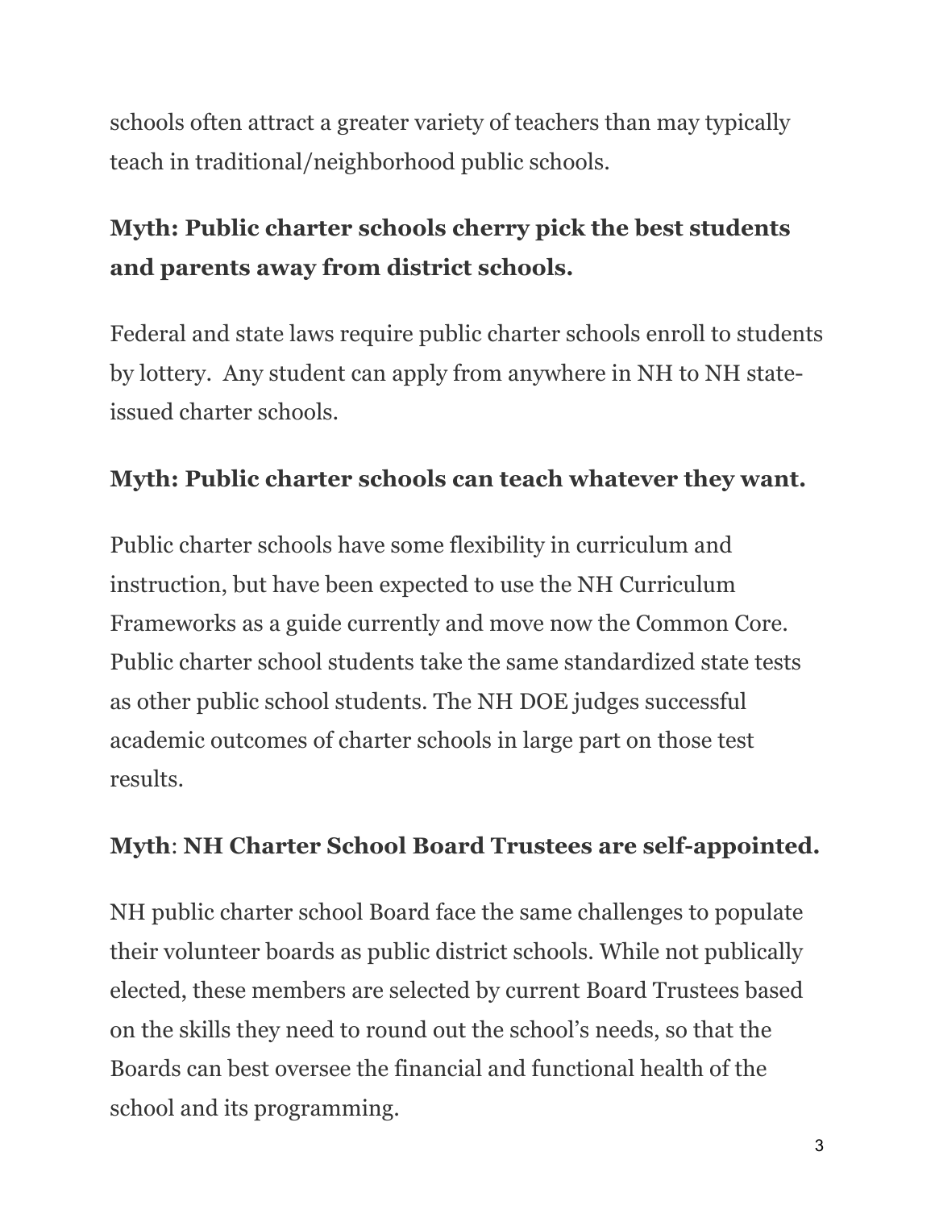schools often attract a greater variety of teachers than may typically teach in traditional/neighborhood public schools.

**Myth: Public charter schools cherry pick the best students and parents away from district schools.**

Federal and state laws require public charter schools enroll to students by lottery.  Any student can apply from anywhere in NH to NH state-issued charter schools.

**Myth: Public charter schools can teach whatever they want.**

Public charter schools have some flexibility in curriculum and instruction, but have been expected to use the NH Curriculum Frameworks as a guide currently and move now the Common Core. Public charter school students take the same standardized state tests as other public school students. The NH DOE judges successful academic outcomes of charter schools in large part on those test results.

**Myth**: **NH Charter School Board Trustees are self-appointed.**

NH public charter school Board face the same challenges to populate their volunteer boards as public district schools. While not publically elected, these members are selected by current Board Trustees based on the skills they need to round out the school's needs, so that the Boards can best oversee the financial and functional health of the school and its programming.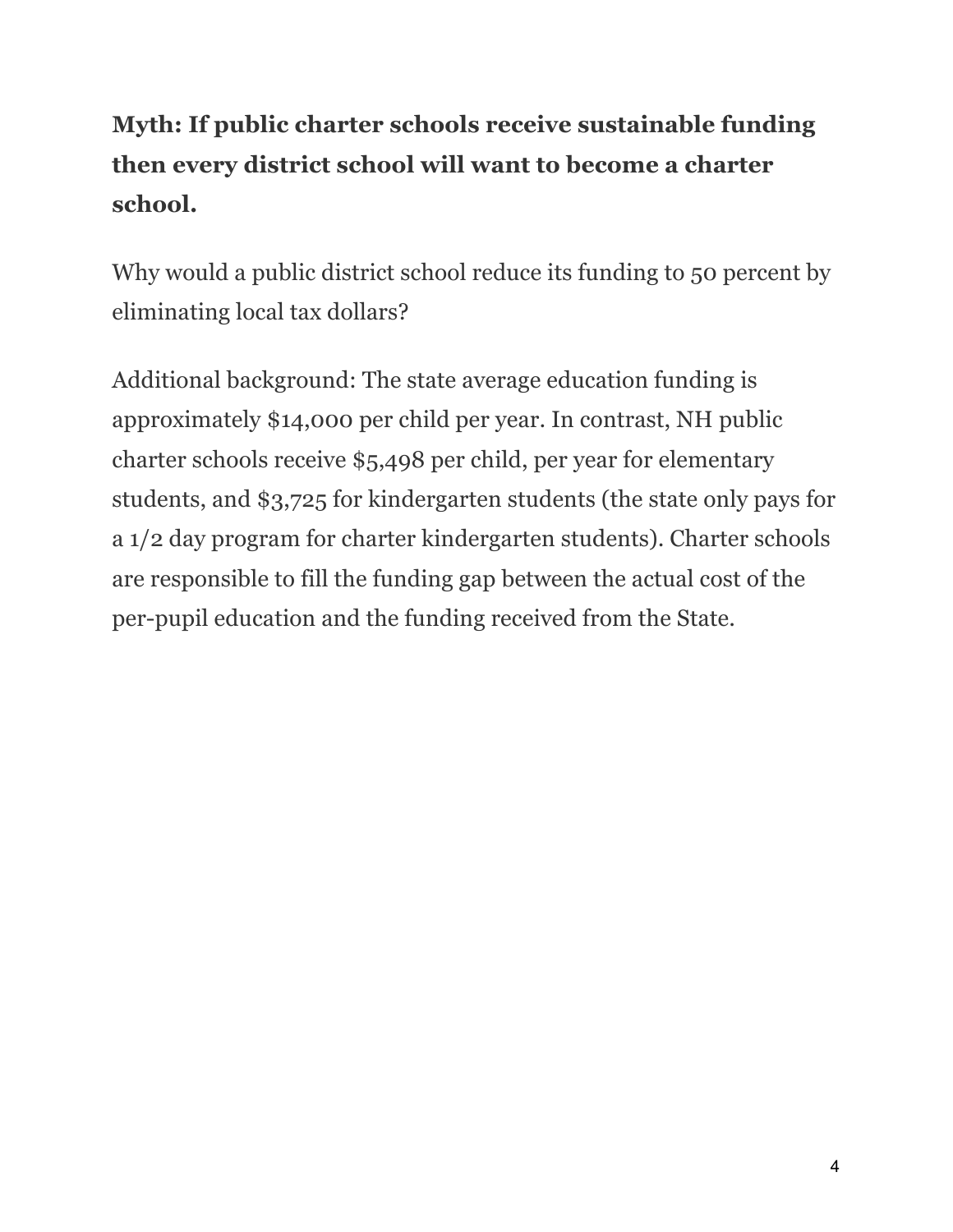**Myth: If public charter schools receive sustainable funding then every district school will want to become a charter school.**

Why would a public district school reduce its funding to 50 percent by eliminating local tax dollars?

Additional background: The state average education funding is approximately $14,000 per child per year. In contrast, NH public charter schools receive $5,498 per child, per year for elementary students, and $3,725 for kindergarten students (the state only pays for a 1/2 day program for charter kindergarten students). Charter schools are responsible to fill the funding gap between the actual cost of the per-pupil education and the funding received from the State.